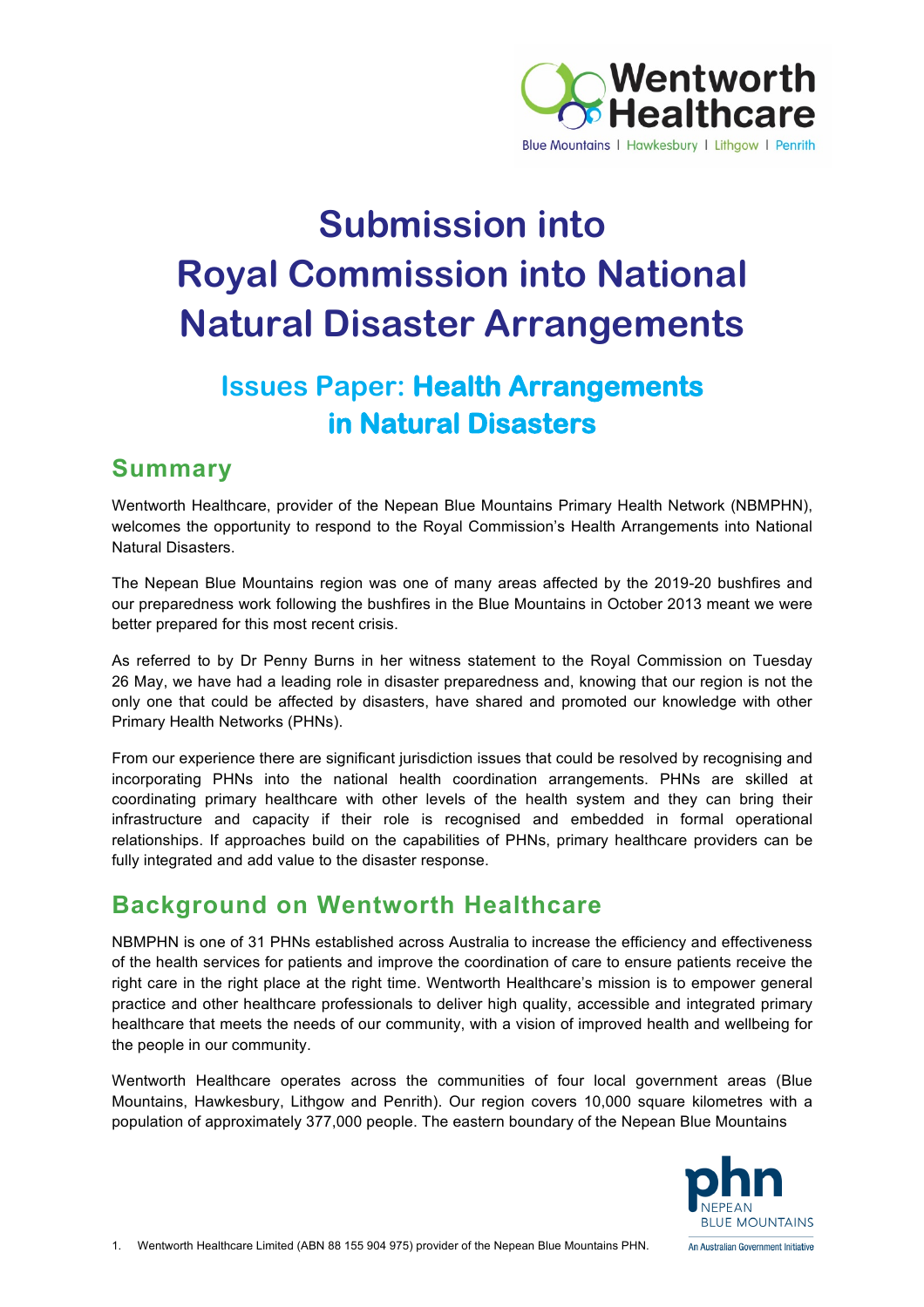# Submission into Royal Commission into National Natural Disaster Arrangements

## Issues Paper: **Health Arrangements in Natural Disasters**

## Summary

Wentworth Healthcare, provider of the Nepean Blue Mountains Primary Health Network (NBMPHN), welcomes the opportunity to respond to the Royal Commission's Health Arrangements into National Natural Disasters.

The Nepean Blue Mountains region was one of many areas affected by the 2019-20 bushfires and our preparedness work following the bushfires in the Blue Mountains in October 2013 meant we were better prepared for this most recent crisis.

As referred to by Dr Penny Burns in her witness statement to the Royal Commission on Tuesday 26 May, we have had a leading role in disaster preparedness and, knowing that our region is not the only one that could be affected by disasters, have shared and promoted our knowledge with other Primary Health Networks (PHNs).

From our experience there are significant jurisdiction issues that could be resolved by recognising and incorporating PHNs into the national health coordination arrangements. PHNs are skilled at coordinating primary healthcare with other levels of the health system and they can bring their infrastructure and capacity if their role is recognised and embedded in formal operational relationships. If approaches build on the capabilities of PHNs, primary healthcare providers can be fully integrated and add value to the disaster response.

## Background on Wentworth Healthcare

NBMPHN is one of 31 PHNs established across Australia to increase the efficiency and effectiveness of the health services for patients and improve the coordination of care to ensure patients receive the right care in the right place at the right time. Wentworth Healthcare's mission is to empower general practice and other healthcare professionals to deliver high quality, accessible and integrated primary healthcare that meets the needs of our community, with a vision of improved health and wellbeing for the people in our community.

Wentworth Healthcare operates across the communities of four local government areas (Blue Mountains, Hawkesbury, Lithgow and Penrith). Our region covers 10,000 square kilometres with a population of approximately 377,000 people. The eastern boundary of the Nepean Blue Mountains

1. Wentworth Healthcare Limited (ABN 88 155 904 975) provider of the Nepean Blue Mountains PHN.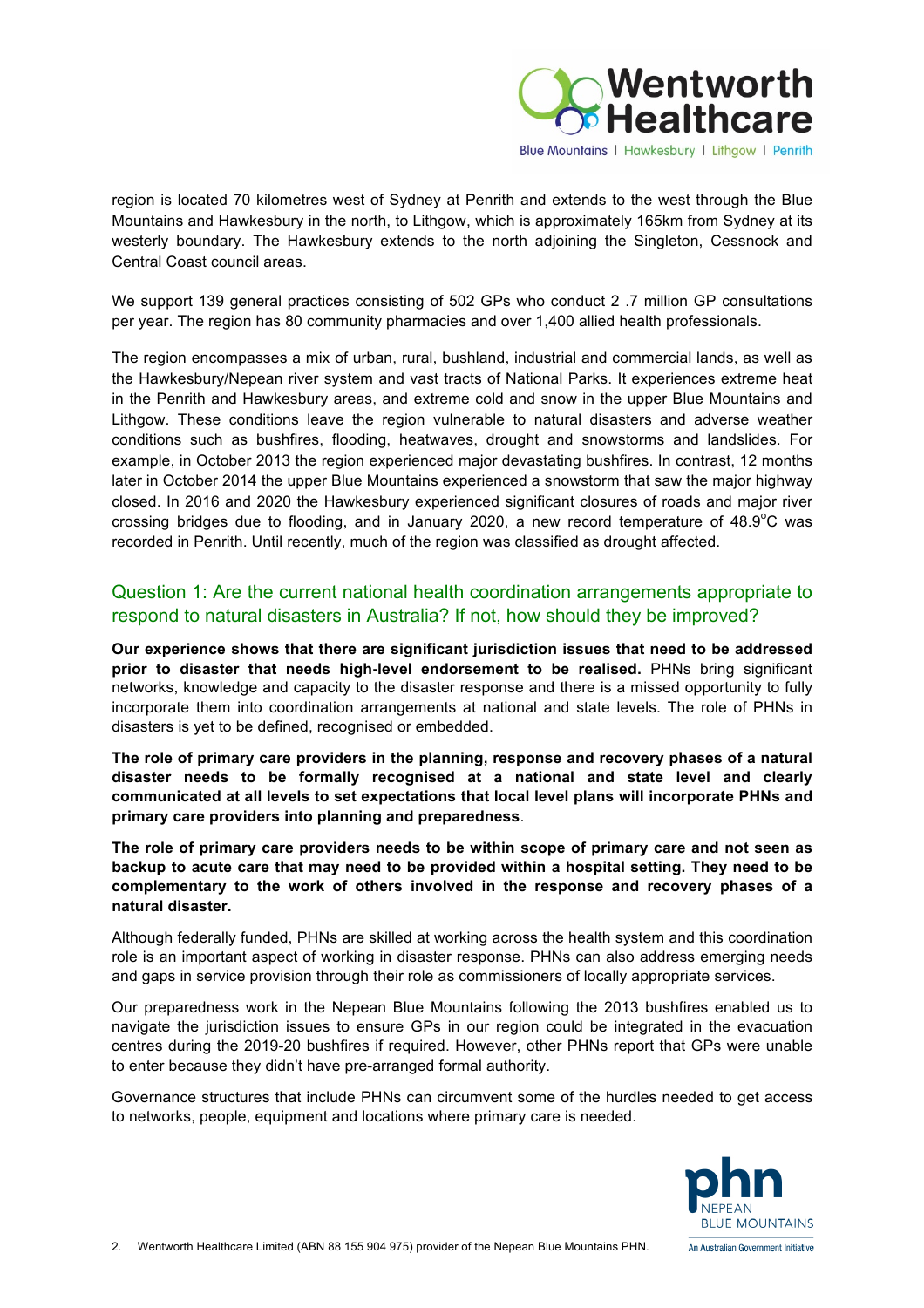region is located 70 kilometres west of Sydney at Penrith and extends to the west through the Blue Mountains and Hawkesbury in the north, to Lithgow, which is approximately 165km from Sydney at its westerly boundary. The Hawkesbury extends to the north adjoining the Singleton, Cessnock and Central Coast council areas.

We support 139 general practices consisting of 502 GPs who conduct 2 .7 million GP consultations per year. The region has 80 community pharmacies and over 1,400 allied health professionals.

The region encompasses a mix of urban, rural, bushland, industrial and commercial lands, as well as the Hawkesbury/Nepean river system and vast tracts of National Parks. It experiences extreme heat in the Penrith and Hawkesbury areas, and extreme cold and snow in the upper Blue Mountains and Lithgow. These conditions leave the region vulnerable to natural disasters and adverse weather conditions such as bushfires, flooding, heatwaves, drought and snowstorms and landslides. For example, in October 2013 the region experienced major devastating bushfires. In contrast, 12 months later in October 2014 the upper Blue Mountains experienced a snowstorm that saw the major highway closed. In 2016 and 2020 the Hawkesbury experienced significant closures of roads and major river crossing bridges due to flooding, and in January 2020, a new record temperature of 48.9°C was recorded in Penrith. Until recently, much of the region was classified as drought affected.

## Question 1: Are the current national health coordination arrangements appropriate to respond to natural disasters in Australia? If not, how should they be improved?

**Our experience shows that there are significant jurisdiction issues that need to be addressed prior to disaster that needs high-level endorsement to be realised.** PHNs bring significant networks, knowledge and capacity to the disaster response and there is a missed opportunity to fully incorporate them into coordination arrangements at national and state levels. The role of PHNs in disasters is yet to be defined, recognised or embedded.

**The role of primary care providers in the planning, response and recovery phases of a natural disaster needs to be formally recognised at a national and state level and clearly communicated at all levels to set expectations that local level plans will incorporate PHNs and primary care providers into planning and preparedness**.

**The role of primary care providers needs to be within scope of primary care and not seen as backup to acute care that may need to be provided within a hospital setting. They need to be complementary to the work of others involved in the response and recovery phases of a natural disaster.**

Although federally funded, PHNs are skilled at working across the health system and this coordination role is an important aspect of working in disaster response. PHNs can also address emerging needs and gaps in service provision through their role as commissioners of locally appropriate services.

Our preparedness work in the Nepean Blue Mountains following the 2013 bushfires enabled us to navigate the jurisdiction issues to ensure GPs in our region could be integrated in the evacuation centres during the 2019-20 bushfires if required. However, other PHNs report that GPs were unable to enter because they didn't have pre-arranged formal authority.

Governance structures that include PHNs can circumvent some of the hurdles needed to get access to networks, people, equipment and locations where primary care is needed.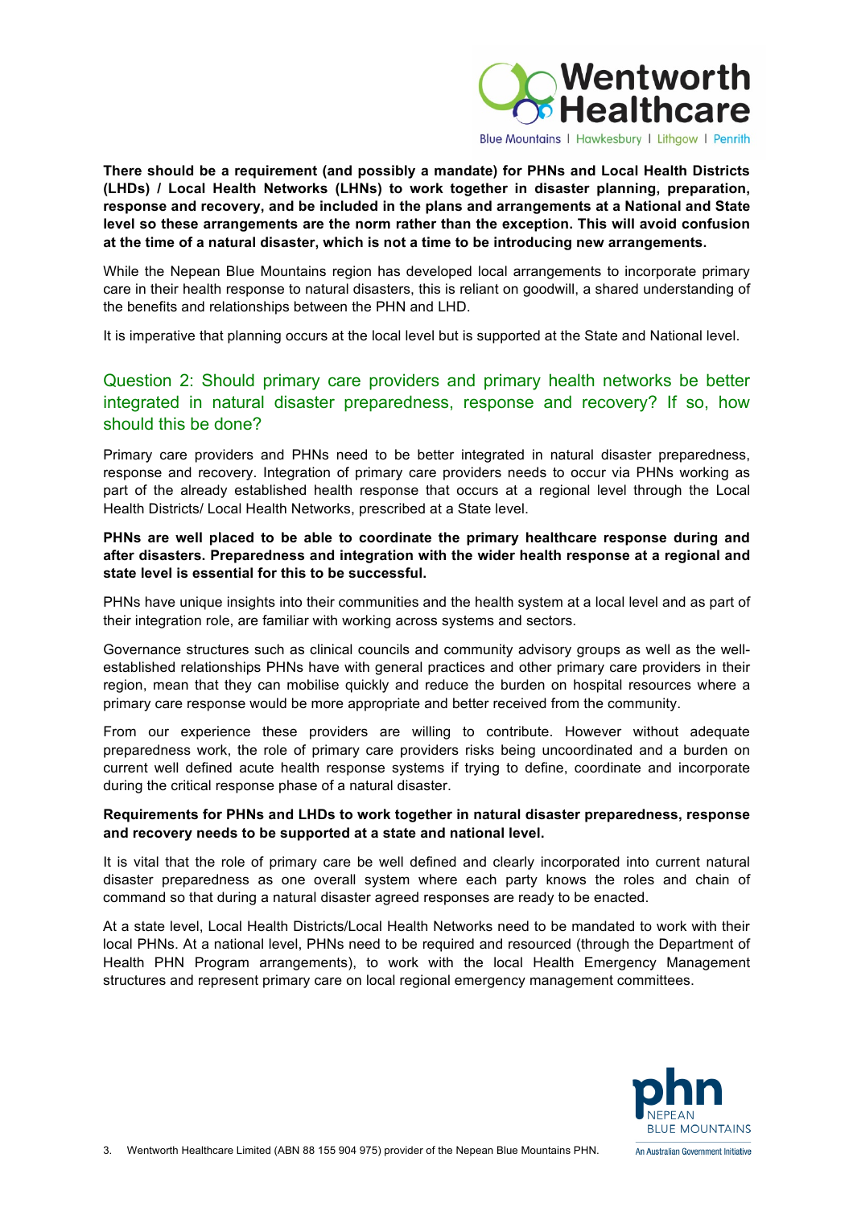**There should be a requirement (and possibly a mandate) for PHNs and Local Health Districts (LHDs) / Local Health Networks (LHNs) to work together in disaster planning, preparation, response and recovery, and be included in the plans and arrangements at a National and State level so these arrangements are the norm rather than the exception. This will avoid confusion at the time of a natural disaster, which is not a time to be introducing new arrangements.**

While the Nepean Blue Mountains region has developed local arrangements to incorporate primary care in their health response to natural disasters, this is reliant on goodwill, a shared understanding of the benefits and relationships between the PHN and LHD.

It is imperative that planning occurs at the local level but is supported at the State and National level.

## Question 2: Should primary care providers and primary health networks be better integrated in natural disaster preparedness, response and recovery? If so, how should this be done?

Primary care providers and PHNs need to be better integrated in natural disaster preparedness, response and recovery. Integration of primary care providers needs to occur via PHNs working as part of the already established health response that occurs at a regional level through the Local Health Districts/ Local Health Networks, prescribed at a State level.

**PHNs are well placed to be able to coordinate the primary healthcare response during and after disasters. Preparedness and integration with the wider health response at a regional and state level is essential for this to be successful.**

PHNs have unique insights into their communities and the health system at a local level and as part of their integration role, are familiar with working across systems and sectors.

Governance structures such as clinical councils and community advisory groups as well as the well-established relationships PHNs have with general practices and other primary care providers in their region, mean that they can mobilise quickly and reduce the burden on hospital resources where a primary care response would be more appropriate and better received from the community.

From our experience these providers are willing to contribute. However without adequate preparedness work, the role of primary care providers risks being uncoordinated and a burden on current well defined acute health response systems if trying to define, coordinate and incorporate during the critical response phase of a natural disaster.

**Requirements for PHNs and LHDs to work together in natural disaster preparedness, response and recovery needs to be supported at a state and national level.**

It is vital that the role of primary care be well defined and clearly incorporated into current natural disaster preparedness as one overall system where each party knows the roles and chain of command so that during a natural disaster agreed responses are ready to be enacted.

At a state level, Local Health Districts/Local Health Networks need to be mandated to work with their local PHNs. At a national level, PHNs need to be required and resourced (through the Department of Health PHN Program arrangements), to work with the local Health Emergency Management structures and represent primary care on local regional emergency management committees.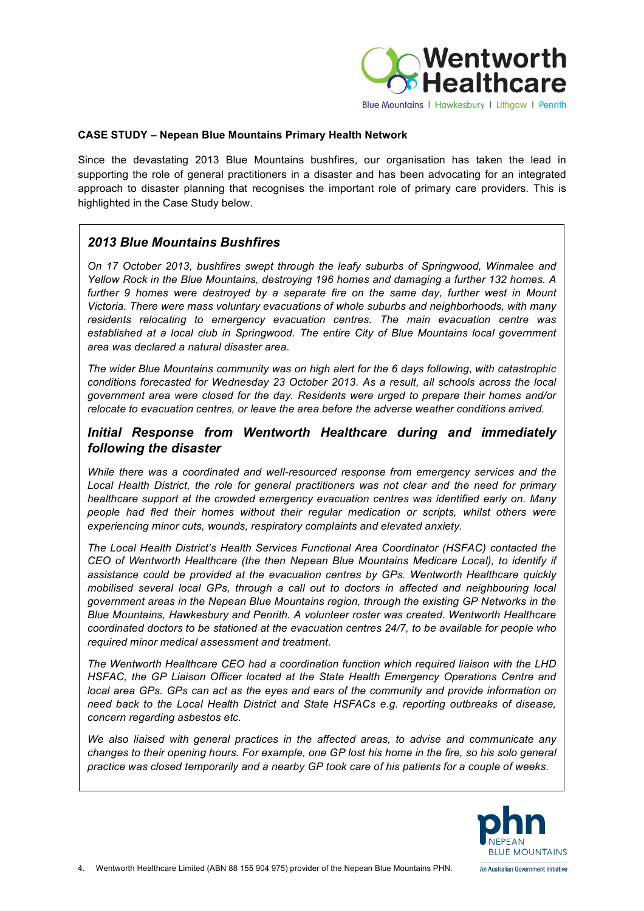**CASE STUDY – Nepean Blue Mountains Primary Health Network**

Since the devastating 2013 Blue Mountains bushfires, our organisation has taken the lead in supporting the role of general practitioners in a disaster and has been advocating for an integrated approach to disaster planning that recognises the important role of primary care providers. This is highlighted in the Case Study below.

## *2013 Blue Mountains Bushfires*

*On 17 October 2013, bushfires swept through the leafy suburbs of Springwood, Winmalee and Yellow Rock in the Blue Mountains, destroying 196 homes and damaging a further 132 homes. A further 9 homes were destroyed by a separate fire on the same day, further west in Mount Victoria. There were mass voluntary evacuations of whole suburbs and neighborhoods, with many residents relocating to emergency evacuation centres. The main evacuation centre was established at a local club in Springwood. The entire City of Blue Mountains local government area was declared a natural disaster area.*

*The wider Blue Mountains community was on high alert for the 6 days following, with catastrophic conditions forecasted for Wednesday 23 October 2013. As a result, all schools across the local government area were closed for the day. Residents were urged to prepare their homes and/or relocate to evacuation centres, or leave the area before the adverse weather conditions arrived.*

## *Initial Response from Wentworth Healthcare during and immediately following the disaster*

*While there was a coordinated and well-resourced response from emergency services and the Local Health District, the role for general practitioners was not clear and the need for primary healthcare support at the crowded emergency evacuation centres was identified early on. Many people had fled their homes without their regular medication or scripts, whilst others were experiencing minor cuts, wounds, respiratory complaints and elevated anxiety.*

*The Local Health District's Health Services Functional Area Coordinator (HSFAC) contacted the CEO of Wentworth Healthcare (the then Nepean Blue Mountains Medicare Local), to identify if assistance could be provided at the evacuation centres by GPs. Wentworth Healthcare quickly mobilised several local GPs, through a call out to doctors in affected and neighbouring local government areas in the Nepean Blue Mountains region, through the existing GP Networks in the Blue Mountains, Hawkesbury and Penrith. A volunteer roster was created. Wentworth Healthcare coordinated doctors to be stationed at the evacuation centres 24/7, to be available for people who required minor medical assessment and treatment.*

*The Wentworth Healthcare CEO had a coordination function which required liaison with the LHD HSFAC, the GP Liaison Officer located at the State Health Emergency Operations Centre and local area GPs. GPs can act as the eyes and ears of the community and provide information on need back to the Local Health District and State HSFACs e.g. reporting outbreaks of disease, concern regarding asbestos etc.*

*We also liaised with general practices in the affected areas, to advise and communicate any changes to their opening hours. For example, one GP lost his home in the fire, so his solo general practice was closed temporarily and a nearby GP took care of his patients for a couple of weeks.*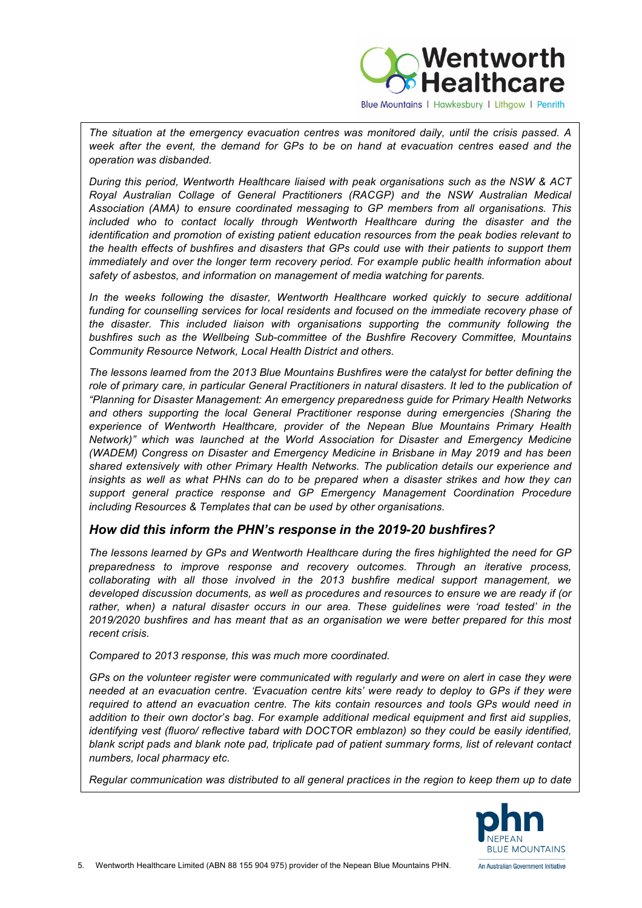*The situation at the emergency evacuation centres was monitored daily, until the crisis passed. A week after the event, the demand for GPs to be on hand at evacuation centres eased and the operation was disbanded.*

*During this period, Wentworth Healthcare liaised with peak organisations such as the NSW & ACT Royal Australian Collage of General Practitioners (RACGP) and the NSW Australian Medical Association (AMA) to ensure coordinated messaging to GP members from all organisations. This included who to contact locally through Wentworth Healthcare during the disaster and the identification and promotion of existing patient education resources from the peak bodies relevant to the health effects of bushfires and disasters that GPs could use with their patients to support them immediately and over the longer term recovery period. For example public health information about safety of asbestos, and information on management of media watching for parents.*

*In the weeks following the disaster, Wentworth Healthcare worked quickly to secure additional funding for counselling services for local residents and focused on the immediate recovery phase of the disaster. This included liaison with organisations supporting the community following the bushfires such as the Wellbeing Sub-committee of the Bushfire Recovery Committee, Mountains Community Resource Network, Local Health District and others.*

*The lessons learned from the 2013 Blue Mountains Bushfires were the catalyst for better defining the role of primary care, in particular General Practitioners in natural disasters. It led to the publication of "Planning for Disaster Management: An emergency preparedness guide for Primary Health Networks and others supporting the local General Practitioner response during emergencies (Sharing the experience of Wentworth Healthcare, provider of the Nepean Blue Mountains Primary Health Network)" which was launched at the World Association for Disaster and Emergency Medicine (WADEM) Congress on Disaster and Emergency Medicine in Brisbane in May 2019 and has been shared extensively with other Primary Health Networks. The publication details our experience and insights as well as what PHNs can do to be prepared when a disaster strikes and how they can support general practice response and GP Emergency Management Coordination Procedure including Resources & Templates that can be used by other organisations.*

### *How did this inform the PHN's response in the 2019-20 bushfires?*

*The lessons learned by GPs and Wentworth Healthcare during the fires highlighted the need for GP preparedness to improve response and recovery outcomes. Through an iterative process, collaborating with all those involved in the 2013 bushfire medical support management, we developed discussion documents, as well as procedures and resources to ensure we are ready if (or rather, when) a natural disaster occurs in our area. These guidelines were 'road tested' in the 2019/2020 bushfires and has meant that as an organisation we were better prepared for this most recent crisis.*

*Compared to 2013 response, this was much more coordinated.*

*GPs on the volunteer register were communicated with regularly and were on alert in case they were needed at an evacuation centre. 'Evacuation centre kits' were ready to deploy to GPs if they were required to attend an evacuation centre. The kits contain resources and tools GPs would need in addition to their own doctor's bag. For example additional medical equipment and first aid supplies, identifying vest (fluoro/ reflective tabard with DOCTOR emblazon) so they could be easily identified, blank script pads and blank note pad, triplicate pad of patient summary forms, list of relevant contact numbers, local pharmacy etc.*

*Regular communication was distributed to all general practices in the region to keep them up to date*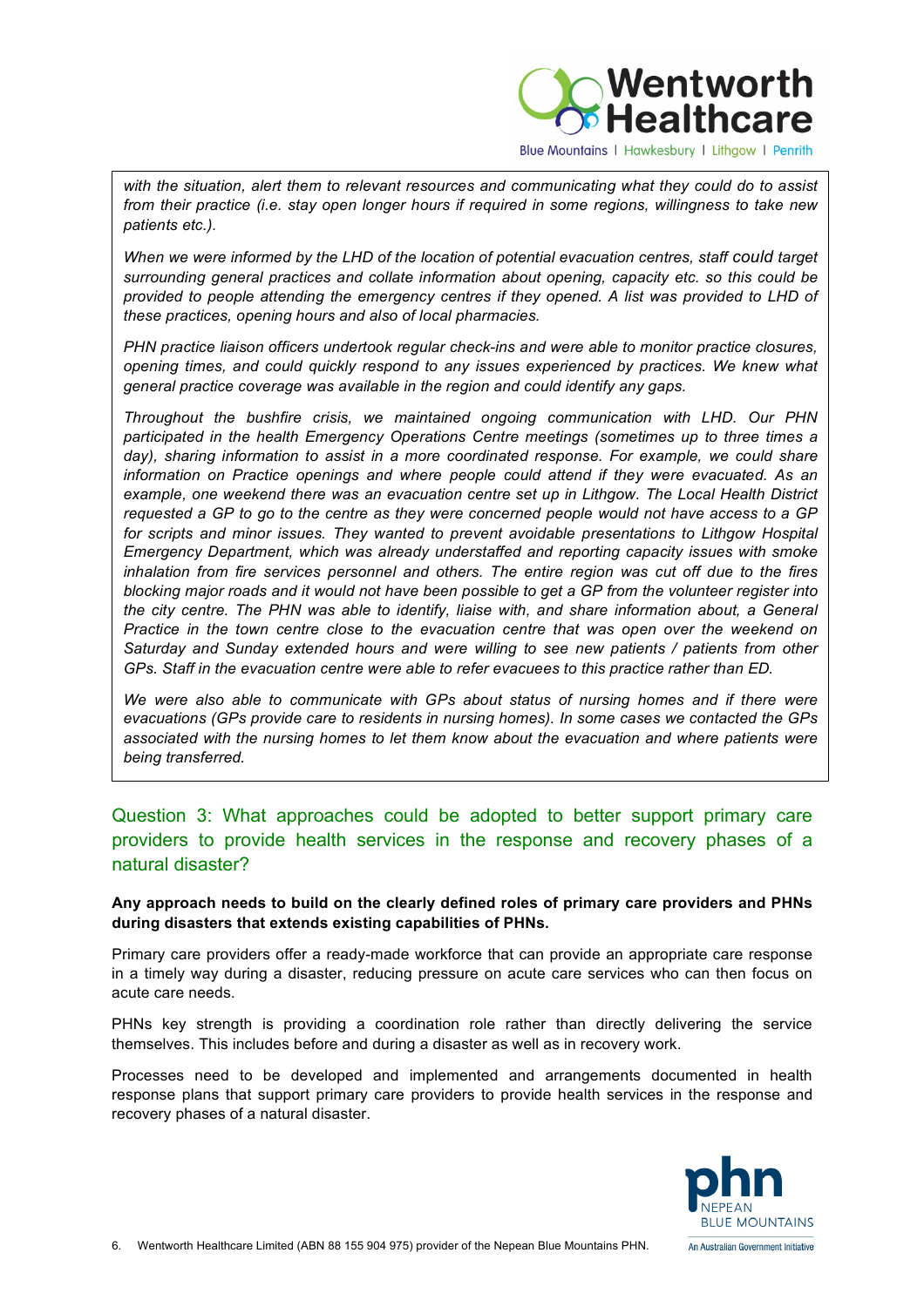*with the situation, alert them to relevant resources and communicating what they could do to assist from their practice (i.e. stay open longer hours if required in some regions, willingness to take new patients etc.).*

*When we were informed by the LHD of the location of potential evacuation centres, staff could target surrounding general practices and collate information about opening, capacity etc. so this could be provided to people attending the emergency centres if they opened. A list was provided to LHD of these practices, opening hours and also of local pharmacies.*

*PHN practice liaison officers undertook regular check-ins and were able to monitor practice closures, opening times, and could quickly respond to any issues experienced by practices. We knew what general practice coverage was available in the region and could identify any gaps.*

*Throughout the bushfire crisis, we maintained ongoing communication with LHD. Our PHN participated in the health Emergency Operations Centre meetings (sometimes up to three times a day), sharing information to assist in a more coordinated response. For example, we could share information on Practice openings and where people could attend if they were evacuated. As an example, one weekend there was an evacuation centre set up in Lithgow. The Local Health District requested a GP to go to the centre as they were concerned people would not have access to a GP for scripts and minor issues. They wanted to prevent avoidable presentations to Lithgow Hospital Emergency Department, which was already understaffed and reporting capacity issues with smoke inhalation from fire services personnel and others. The entire region was cut off due to the fires blocking major roads and it would not have been possible to get a GP from the volunteer register into the city centre. The PHN was able to identify, liaise with, and share information about, a General Practice in the town centre close to the evacuation centre that was open over the weekend on Saturday and Sunday extended hours and were willing to see new patients / patients from other GPs. Staff in the evacuation centre were able to refer evacuees to this practice rather than ED.*

*We were also able to communicate with GPs about status of nursing homes and if there were evacuations (GPs provide care to residents in nursing homes). In some cases we contacted the GPs associated with the nursing homes to let them know about the evacuation and where patients were being transferred.*

## Question 3: What approaches could be adopted to better support primary care providers to provide health services in the response and recovery phases of a natural disaster?

**Any approach needs to build on the clearly defined roles of primary care providers and PHNs during disasters that extends existing capabilities of PHNs.**

Primary care providers offer a ready-made workforce that can provide an appropriate care response in a timely way during a disaster, reducing pressure on acute care services who can then focus on acute care needs.

PHNs key strength is providing a coordination role rather than directly delivering the service themselves. This includes before and during a disaster as well as in recovery work.

Processes need to be developed and implemented and arrangements documented in health response plans that support primary care providers to provide health services in the response and recovery phases of a natural disaster.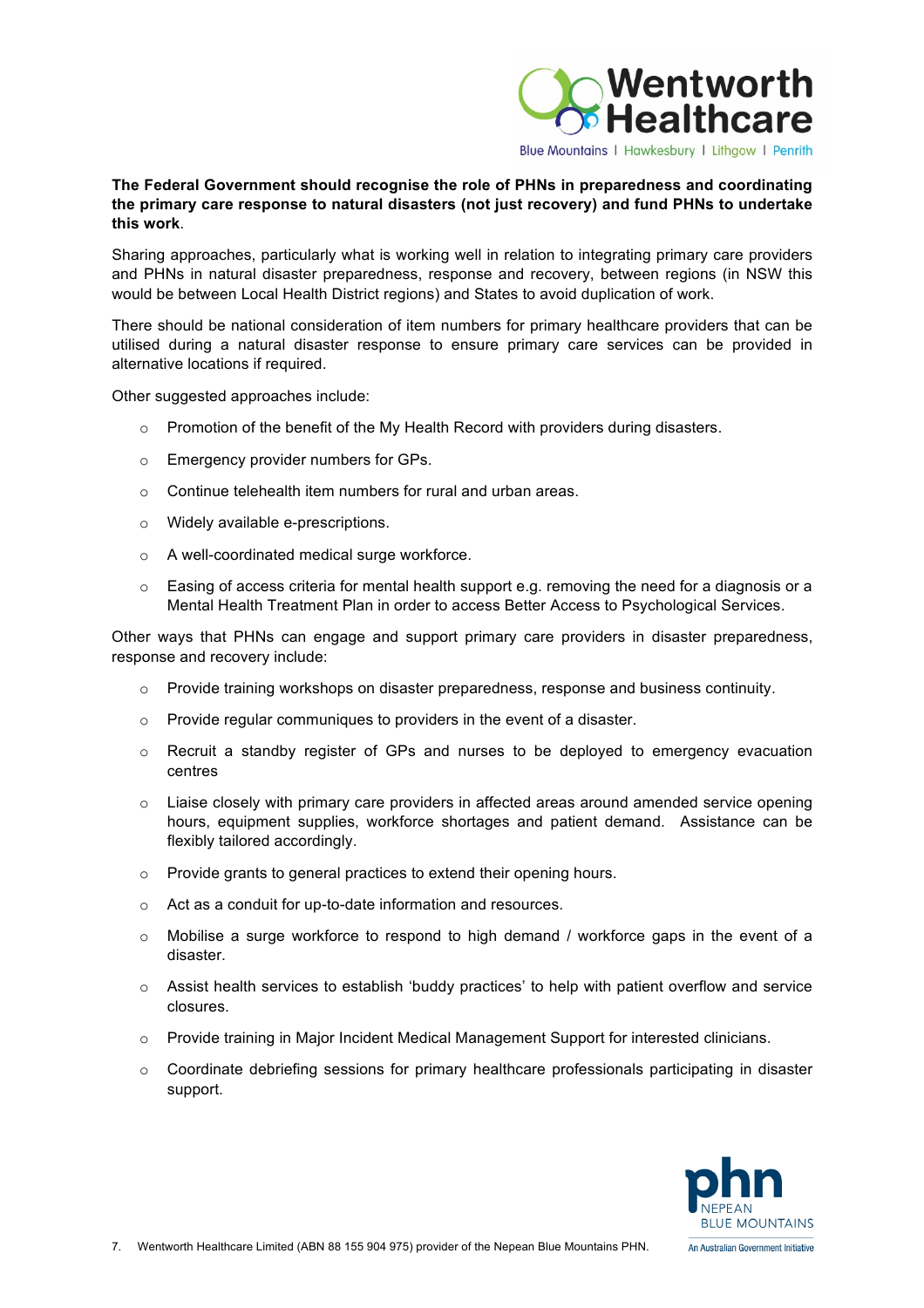**The Federal Government should recognise the role of PHNs in preparedness and coordinating the primary care response to natural disasters (not just recovery) and fund PHNs to undertake this work**.

Sharing approaches, particularly what is working well in relation to integrating primary care providers and PHNs in natural disaster preparedness, response and recovery, between regions (in NSW this would be between Local Health District regions) and States to avoid duplication of work.

There should be national consideration of item numbers for primary healthcare providers that can be utilised during a natural disaster response to ensure primary care services can be provided in alternative locations if required.

Other suggested approaches include:

- Promotion of the benefit of the My Health Record with providers during disasters.
- Emergency provider numbers for GPs.
- Continue telehealth item numbers for rural and urban areas.
- Widely available e-prescriptions.
- A well-coordinated medical surge workforce.
- Easing of access criteria for mental health support e.g. removing the need for a diagnosis or a Mental Health Treatment Plan in order to access Better Access to Psychological Services.

Other ways that PHNs can engage and support primary care providers in disaster preparedness, response and recovery include:

- Provide training workshops on disaster preparedness, response and business continuity.
- Provide regular communiques to providers in the event of a disaster.
- Recruit a standby register of GPs and nurses to be deployed to emergency evacuation centres
- Liaise closely with primary care providers in affected areas around amended service opening hours, equipment supplies, workforce shortages and patient demand. Assistance can be flexibly tailored accordingly.
- Provide grants to general practices to extend their opening hours.
- Act as a conduit for up-to-date information and resources.
- Mobilise a surge workforce to respond to high demand / workforce gaps in the event of a disaster.
- Assist health services to establish 'buddy practices' to help with patient overflow and service closures.
- Provide training in Major Incident Medical Management Support for interested clinicians.
- Coordinate debriefing sessions for primary healthcare professionals participating in disaster support.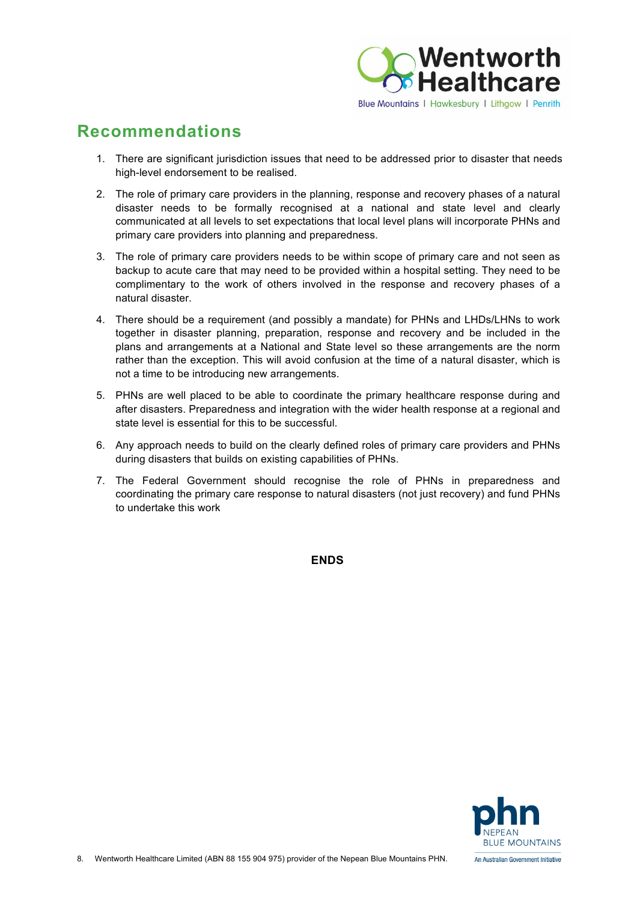## Recommendations

1. There are significant jurisdiction issues that need to be addressed prior to disaster that needs high-level endorsement to be realised.
2. The role of primary care providers in the planning, response and recovery phases of a natural disaster needs to be formally recognised at a national and state level and clearly communicated at all levels to set expectations that local level plans will incorporate PHNs and primary care providers into planning and preparedness.
3. The role of primary care providers needs to be within scope of primary care and not seen as backup to acute care that may need to be provided within a hospital setting. They need to be complimentary to the work of others involved in the response and recovery phases of a natural disaster.
4. There should be a requirement (and possibly a mandate) for PHNs and LHDs/LHNs to work together in disaster planning, preparation, response and recovery and be included in the plans and arrangements at a National and State level so these arrangements are the norm rather than the exception. This will avoid confusion at the time of a natural disaster, which is not a time to be introducing new arrangements.
5. PHNs are well placed to be able to coordinate the primary healthcare response during and after disasters. Preparedness and integration with the wider health response at a regional and state level is essential for this to be successful.
6. Any approach needs to build on the clearly defined roles of primary care providers and PHNs during disasters that builds on existing capabilities of PHNs.
7. The Federal Government should recognise the role of PHNs in preparedness and coordinating the primary care response to natural disasters (not just recovery) and fund PHNs to undertake this work

**ENDS**